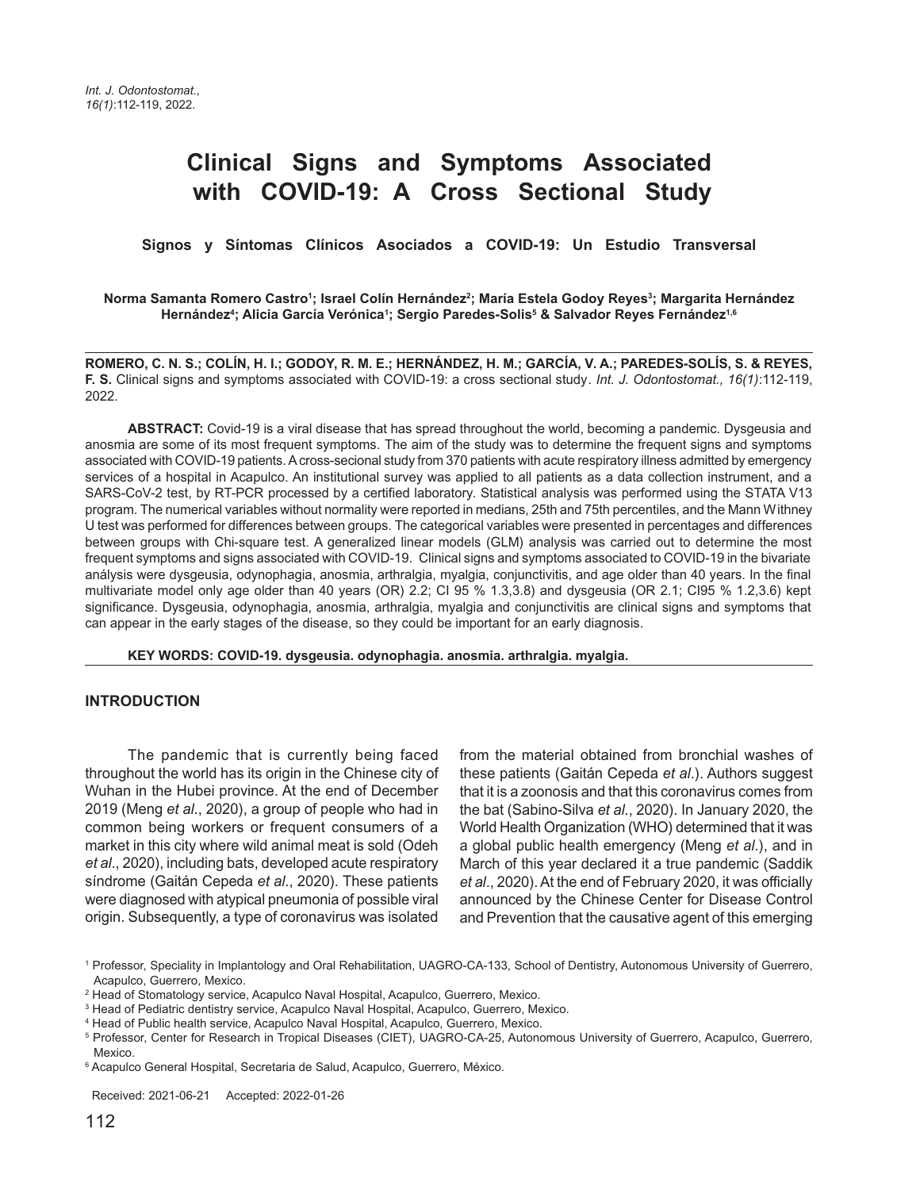# Clinical Signs and Symptoms Associated with COVID-19: A Cross Sectional Study

## Signos y Síntomas Clínicos Asociados a COVID-19: Un Estudio Transversal

**Norma Samanta Romero Castro[1]; Israel Colín Hernández[2]; María Estela Godoy Reyes[3]; Margarita Hernández Hernández[4]; Alicia García Verónica[1]; Sergio Paredes-Solis[5] & Salvador Reyes Fernández[1,6]**

**ROMERO, C. N. S.; COLÍN, H. I.; GODOY, R. M. E.; HERNÁNDEZ, H. M.; GARCÍA, V. A.; PAREDES-SOLÍS, S. & REYES, F. S.** Clinical signs and symptoms associated with COVID-19: a cross sectional study. *Int. J. Odontostomat., 16(1)*:112-119, 2022.

**ABSTRACT:** Covid-19 is a viral disease that has spread throughout the world, becoming a pandemic. Dysgeusia and anosmia are some of its most frequent symptoms. The aim of the study was to determine the frequent signs and symptoms associated with COVID-19 patients. A cross-secional study from 370 patients with acute respiratory illness admitted by emergency services of a hospital in Acapulco. An institutional survey was applied to all patients as a data collection instrument, and a SARS-CoV-2 test, by RT-PCR processed by a certified laboratory. Statistical analysis was performed using the STATA V13 program. The numerical variables without normality were reported in medians, 25th and 75th percentiles, and the Mann Withney U test was performed for differences between groups. The categorical variables were presented in percentages and differences between groups with Chi-square test. A generalized linear models (GLM) analysis was carried out to determine the most frequent symptoms and signs associated with COVID-19. Clinical signs and symptoms associated to COVID-19 in the bivariate análysis were dysgeusia, odynophagia, anosmia, arthralgia, myalgia, conjunctivitis, and age older than 40 years. In the final multivariate model only age older than 40 years (OR) 2.2; CI 95 % 1.3,3.8) and dysgeusia (OR 2.1; CI95 % 1.2,3.6) kept significance. Dysgeusia, odynophagia, anosmia, arthralgia, myalgia and conjunctivitis are clinical signs and symptoms that can appear in the early stages of the disease, so they could be important for an early diagnosis.

**KEY WORDS: COVID-19. dysgeusia. odynophagia. anosmia. arthralgia. myalgia.**

## INTRODUCTION

The pandemic that is currently being faced throughout the world has its origin in the Chinese city of Wuhan in the Hubei province. At the end of December 2019 (Meng *et al*., 2020), a group of people who had in common being workers or frequent consumers of a market in this city where wild animal meat is sold (Odeh *et al*., 2020), including bats, developed acute respiratory síndrome (Gaitán Cepeda *et al*., 2020). These patients were diagnosed with atypical pneumonia of possible viral origin. Subsequently, a type of coronavirus was isolated from the material obtained from bronchial washes of these patients (Gaitán Cepeda *et al*.). Authors suggest that it is a zoonosis and that this coronavirus comes from the bat (Sabino-Silva *et al*., 2020). In January 2020, the World Health Organization (WHO) determined that it was a global public health emergency (Meng *et al*.), and in March of this year declared it a true pandemic (Saddik *et al*., 2020). At the end of February 2020, it was officially announced by the Chinese Center for Disease Control and Prevention that the causative agent of this emerging

[1] Professor, Speciality in Implantology and Oral Rehabilitation, UAGRO-CA-133, School of Dentistry, Autonomous University of Guerrero, Acapulco, Guerrero, Mexico.
[2] Head of Stomatology service, Acapulco Naval Hospital, Acapulco, Guerrero, Mexico.
[3] Head of Pediatric dentistry service, Acapulco Naval Hospital, Acapulco, Guerrero, Mexico.
[4] Head of Public health service, Acapulco Naval Hospital, Acapulco, Guerrero, Mexico.
[5] Professor, Center for Research in Tropical Diseases (CIET), UAGRO-CA-25, Autonomous University of Guerrero, Acapulco, Guerrero, Mexico.
[6] Acapulco General Hospital, Secretaria de Salud, Acapulco, Guerrero, México.

Received: 2021-06-21 Accepted: 2022-01-26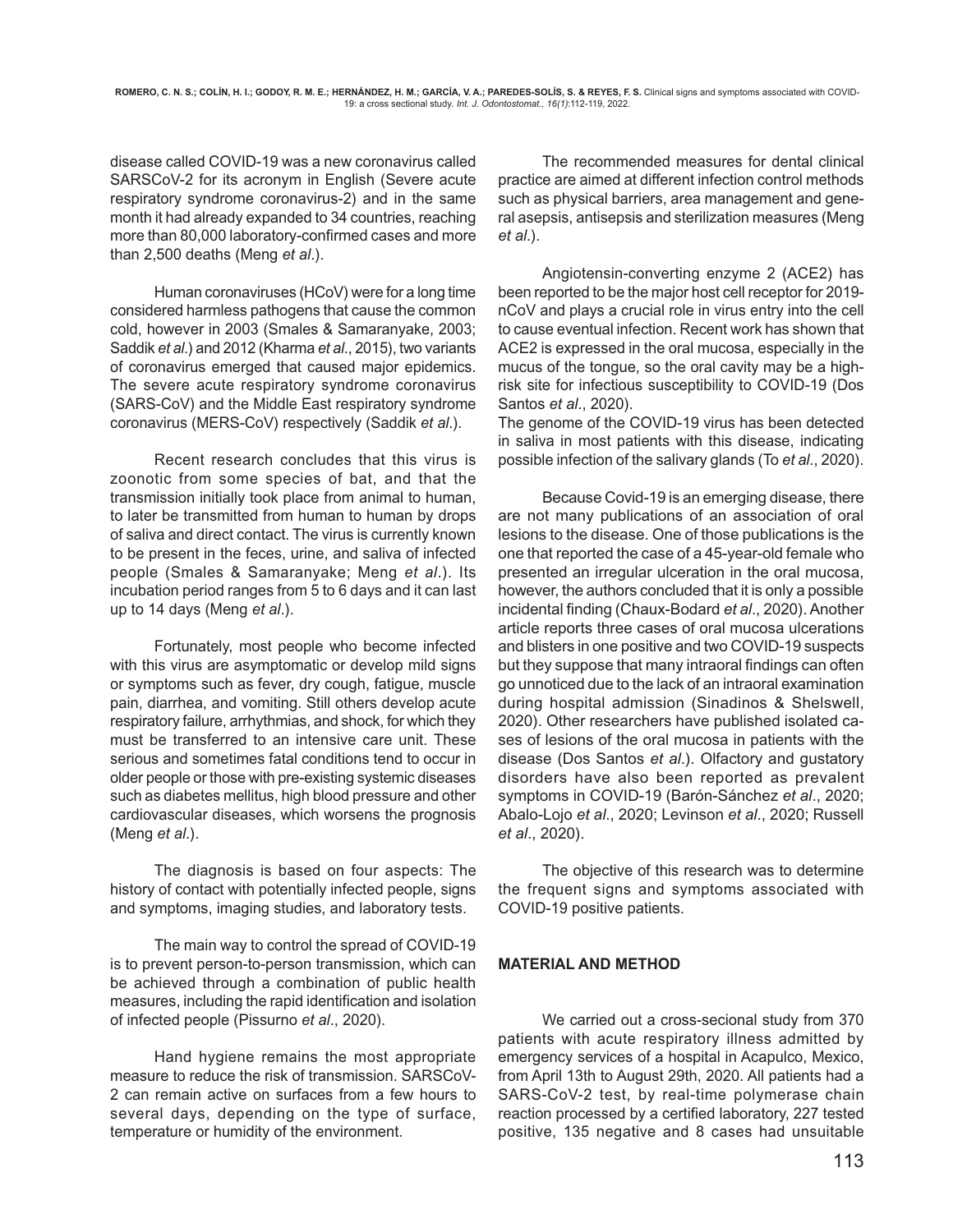disease called COVID-19 was a new coronavirus called SARSCoV-2 for its acronym in English (Severe acute respiratory syndrome coronavirus-2) and in the same month it had already expanded to 34 countries, reaching more than 80,000 laboratory-confirmed cases and more than 2,500 deaths (Meng *et al*.).

Human coronaviruses (HCoV) were for a long time considered harmless pathogens that cause the common cold, however in 2003 (Smales & Samaranyake, 2003; Saddik *et al*.) and 2012 (Kharma *et al*., 2015), two variants of coronavirus emerged that caused major epidemics. The severe acute respiratory syndrome coronavirus (SARS-CoV) and the Middle East respiratory syndrome coronavirus (MERS-CoV) respectively (Saddik *et al*.).

Recent research concludes that this virus is zoonotic from some species of bat, and that the transmission initially took place from animal to human, to later be transmitted from human to human by drops of saliva and direct contact. The virus is currently known to be present in the feces, urine, and saliva of infected people (Smales & Samaranyake; Meng *et al*.). Its incubation period ranges from 5 to 6 days and it can last up to 14 days (Meng *et al*.).

Fortunately, most people who become infected with this virus are asymptomatic or develop mild signs or symptoms such as fever, dry cough, fatigue, muscle pain, diarrhea, and vomiting. Still others develop acute respiratory failure, arrhythmias, and shock, for which they must be transferred to an intensive care unit. These serious and sometimes fatal conditions tend to occur in older people or those with pre-existing systemic diseases such as diabetes mellitus, high blood pressure and other cardiovascular diseases, which worsens the prognosis (Meng *et al*.).

The diagnosis is based on four aspects: The history of contact with potentially infected people, signs and symptoms, imaging studies, and laboratory tests.

The main way to control the spread of COVID-19 is to prevent person-to-person transmission, which can be achieved through a combination of public health measures, including the rapid identification and isolation of infected people (Pissurno *et al*., 2020).

Hand hygiene remains the most appropriate measure to reduce the risk of transmission. SARSCoV-2 can remain active on surfaces from a few hours to several days, depending on the type of surface, temperature or humidity of the environment.

The recommended measures for dental clinical practice are aimed at different infection control methods such as physical barriers, area management and general asepsis, antisepsis and sterilization measures (Meng *et al*.).

Angiotensin-converting enzyme 2 (ACE2) has been reported to be the major host cell receptor for 2019-nCoV and plays a crucial role in virus entry into the cell to cause eventual infection. Recent work has shown that ACE2 is expressed in the oral mucosa, especially in the mucus of the tongue, so the oral cavity may be a high-risk site for infectious susceptibility to COVID-19 (Dos Santos *et al*., 2020).
The genome of the COVID-19 virus has been detected in saliva in most patients with this disease, indicating possible infection of the salivary glands (To *et al*., 2020).

Because Covid-19 is an emerging disease, there are not many publications of an association of oral lesions to the disease. One of those publications is the one that reported the case of a 45-year-old female who presented an irregular ulceration in the oral mucosa, however, the authors concluded that it is only a possible incidental finding (Chaux-Bodard *et al*., 2020). Another article reports three cases of oral mucosa ulcerations and blisters in one positive and two COVID-19 suspects but they suppose that many intraoral findings can often go unnoticed due to the lack of an intraoral examination during hospital admission (Sinadinos & Shelswell, 2020). Other researchers have published isolated cases of lesions of the oral mucosa in patients with the disease (Dos Santos *et al*.). Olfactory and gustatory disorders have also been reported as prevalent symptoms in COVID-19 (Barón-Sánchez *et al*., 2020; Abalo-Lojo *et al*., 2020; Levinson *et al*., 2020; Russell *et al*., 2020).

The objective of this research was to determine the frequent signs and symptoms associated with COVID-19 positive patients.

## MATERIAL AND METHOD

We carried out a cross-secional study from 370 patients with acute respiratory illness admitted by emergency services of a hospital in Acapulco, Mexico, from April 13th to August 29th, 2020. All patients had a SARS-CoV-2 test, by real-time polymerase chain reaction processed by a certified laboratory, 227 tested positive, 135 negative and 8 cases had unsuitable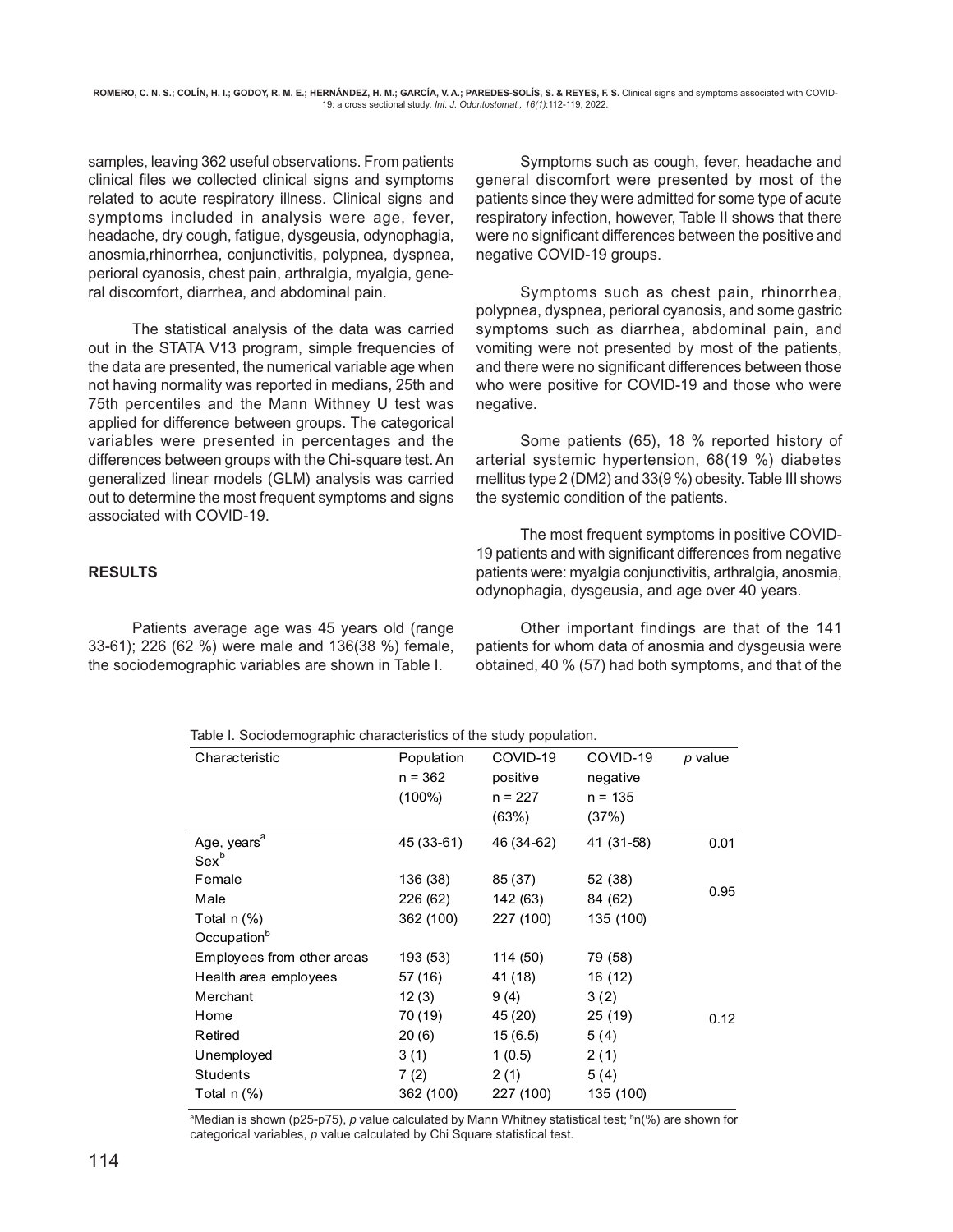samples, leaving 362 useful observations. From patients clinical files we collected clinical signs and symptoms related to acute respiratory illness. Clinical signs and symptoms included in analysis were age, fever, headache, dry cough, fatigue, dysgeusia, odynophagia, anosmia,rhinorrhea, conjunctivitis, polypnea, dyspnea, perioral cyanosis, chest pain, arthralgia, myalgia, general discomfort, diarrhea, and abdominal pain.

The statistical analysis of the data was carried out in the STATA V13 program, simple frequencies of the data are presented, the numerical variable age when not having normality was reported in medians, 25th and 75th percentiles and the Mann Withney U test was applied for difference between groups. The categorical variables were presented in percentages and the differences between groups with the Chi-square test. An generalized linear models (GLM) analysis was carried out to determine the most frequent symptoms and signs associated with COVID-19.

## RESULTS

Patients average age was 45 years old (range 33-61); 226 (62 %) were male and 136(38 %) female, the sociodemographic variables are shown in Table I.

Symptoms such as cough, fever, headache and general discomfort were presented by most of the patients since they were admitted for some type of acute respiratory infection, however, Table II shows that there were no significant differences between the positive and negative COVID-19 groups.

Symptoms such as chest pain, rhinorrhea, polypnea, dyspnea, perioral cyanosis, and some gastric symptoms such as diarrhea, abdominal pain, and vomiting were not presented by most of the patients, and there were no significant differences between those who were positive for COVID-19 and those who were negative.

Some patients (65), 18 % reported history of arterial systemic hypertension, 68(19 %) diabetes mellitus type 2 (DM2) and 33(9 %) obesity. Table III shows the systemic condition of the patients.

The most frequent symptoms in positive COVID-19 patients and with significant differences from negative patients were: myalgia conjunctivitis, arthralgia, anosmia, odynophagia, dysgeusia, and age over 40 years.

Other important findings are that of the 141 patients for whom data of anosmia and dysgeusia were obtained, 40 % (57) had both symptoms, and that of the

Table I. Sociodemographic characteristics of the study population.

| Characteristic | Population n = 362 (100%) | COVID-19 positive n = 227 (63%) | COVID-19 negative n = 135 (37%) | *p* value |
|---|---|---|---|---|
| Age, years[a] | 45 (33-61) | 46 (34-62) | 41 (31-58) | 0.01 |
| Sex[b] | | | | |
| Female | 136 (38) | 85 (37) | 52 (38) | 0.95 |
| Male | 226 (62) | 142 (63) | 84 (62) | |
| Total n (%) | 362 (100) | 227 (100) | 135 (100) | |
| Occupation[b] | | | | |
| Employees from other areas | 193 (53) | 114 (50) | 79 (58) | 0.12 |
| Health area employees | 57 (16) | 41 (18) | 16 (12) | |
| Merchant | 12 (3) | 9 (4) | 3 (2) | |
| Home | 70 (19) | 45 (20) | 25 (19) | |
| Retired | 20 (6) | 15 (6.5) | 5 (4) | |
| Unemployed | 3 (1) | 1 (0.5) | 2 (1) | |
| Students | 7 (2) | 2 (1) | 5 (4) | |
| Total n (%) | 362 (100) | 227 (100) | 135 (100) | |

[a]Median is shown (p25-p75), *p* value calculated by Mann Whitney statistical test; [b]n(%) are shown for categorical variables, *p* value calculated by Chi Square statistical test.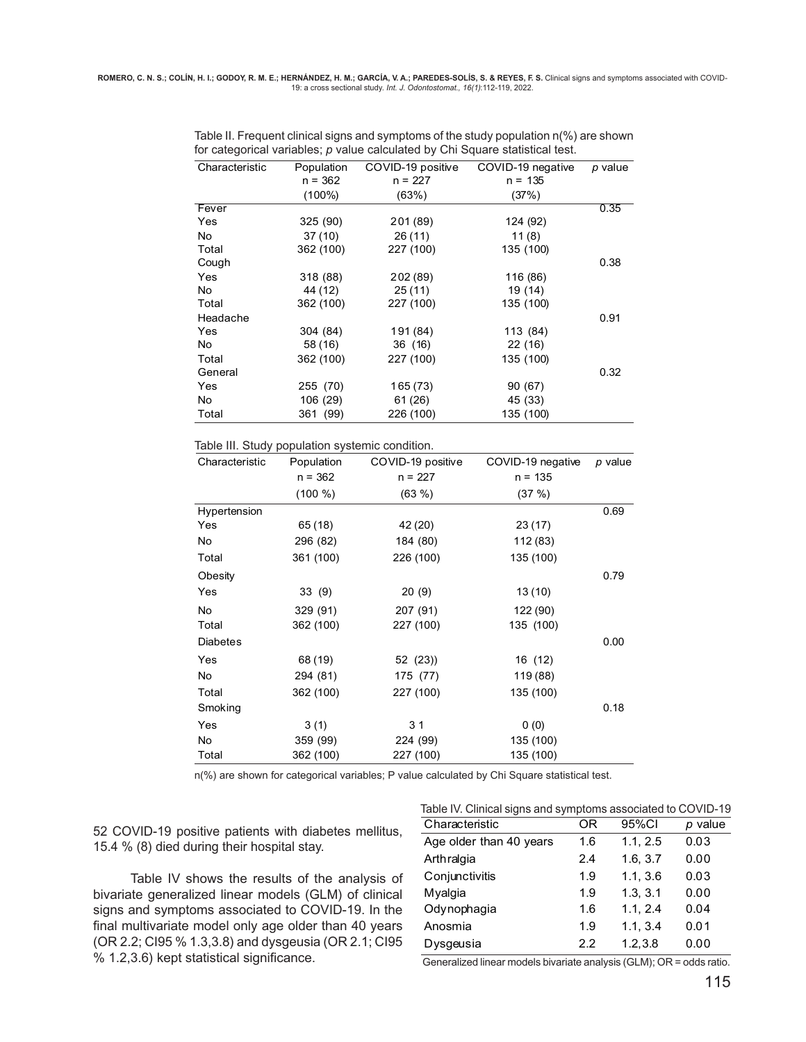Table II. Frequent clinical signs and symptoms of the study population n(%) are shown for categorical variables; *p* value calculated by Chi Square statistical test.

| Characteristic | Population n = 362 (100%) | COVID-19 positive n = 227 (63%) | COVID-19 negative n = 135 (37%) | *p* value |
|---|---|---|---|---|
| Fever | | | | 0.35 |
| Yes | 325 (90) | 201 (89) | 124 (92) | |
| No | 37 (10) | 26 (11) | 11 (8) | |
| Total | 362 (100) | 227 (100) | 135 (100) | |
| Cough | | | | 0.38 |
| Yes | 318 (88) | 202 (89) | 116 (86) | |
| No | 44 (12) | 25 (11) | 19 (14) | |
| Total | 362 (100) | 227 (100) | 135 (100) | |
| Headache | | | | 0.91 |
| Yes | 304 (84) | 191 (84) | 113 (84) | |
| No | 58 (16) | 36 (16) | 22 (16) | |
| Total | 362 (100) | 227 (100) | 135 (100) | |
| General | | | | 0.32 |
| Yes | 255 (70) | 165 (73) | 90 (67) | |
| No | 106 (29) | 61 (26) | 45 (33) | |
| Total | 361 (99) | 226 (100) | 135 (100) | |

Table III. Study population systemic condition.

| Characteristic | Population n = 362 (100 %) | COVID-19 positive n = 227 (63 %) | COVID-19 negative n = 135 (37 %) | *p* value |
|---|---|---|---|---|
| Hypertension | | | | 0.69 |
| Yes | 65 (18) | 42 (20) | 23 (17) | |
| No | 296 (82) | 184 (80) | 112 (83) | |
| Total | 361 (100) | 226 (100) | 135 (100) | |
| Obesity | | | | 0.79 |
| Yes | 33 (9) | 20 (9) | 13 (10) | |
| No | 329 (91) | 207 (91) | 122 (90) | |
| Total | 362 (100) | 227 (100) | 135 (100) | |
| Diabetes | | | | 0.00 |
| Yes | 68 (19) | 52 (23)) | 16 (12) | |
| No | 294 (81) | 175 (77) | 119 (88) | |
| Total | 362 (100) | 227 (100) | 135 (100) | |
| Smoking | | | | 0.18 |
| Yes | 3 (1) | 3 1 | 0 (0) | |
| No | 359 (99) | 224 (99) | 135 (100) | |
| Total | 362 (100) | 227 (100) | 135 (100) | |

n(%) are shown for categorical variables; P value calculated by Chi Square statistical test.

52 COVID-19 positive patients with diabetes mellitus, 15.4 % (8) died during their hospital stay.

Table IV shows the results of the analysis of bivariate generalized linear models (GLM) of clinical signs and symptoms associated to COVID-19. In the final multivariate model only age older than 40 years (OR 2.2; CI95 % 1.3,3.8) and dysgeusia (OR 2.1; CI95 % 1.2,3.6) kept statistical significance.

Table IV. Clinical signs and symptoms associated to COVID-19

| Characteristic | OR | 95%CI | *p* value |
|---|---|---|---|
| Age older than 40 years | 1.6 | 1.1, 2.5 | 0.03 |
| Arthralgia | 2.4 | 1.6, 3.7 | 0.00 |
| Conjunctivitis | 1.9 | 1.1, 3.6 | 0.03 |
| Myalgia | 1.9 | 1.3, 3.1 | 0.00 |
| Odynophagia | 1.6 | 1.1, 2.4 | 0.04 |
| Anosmia | 1.9 | 1.1, 3.4 | 0.01 |
| Dysgeusia | 2.2 | 1.2,3.8 | 0.00 |

Generalized linear models bivariate analysis (GLM); OR = odds ratio.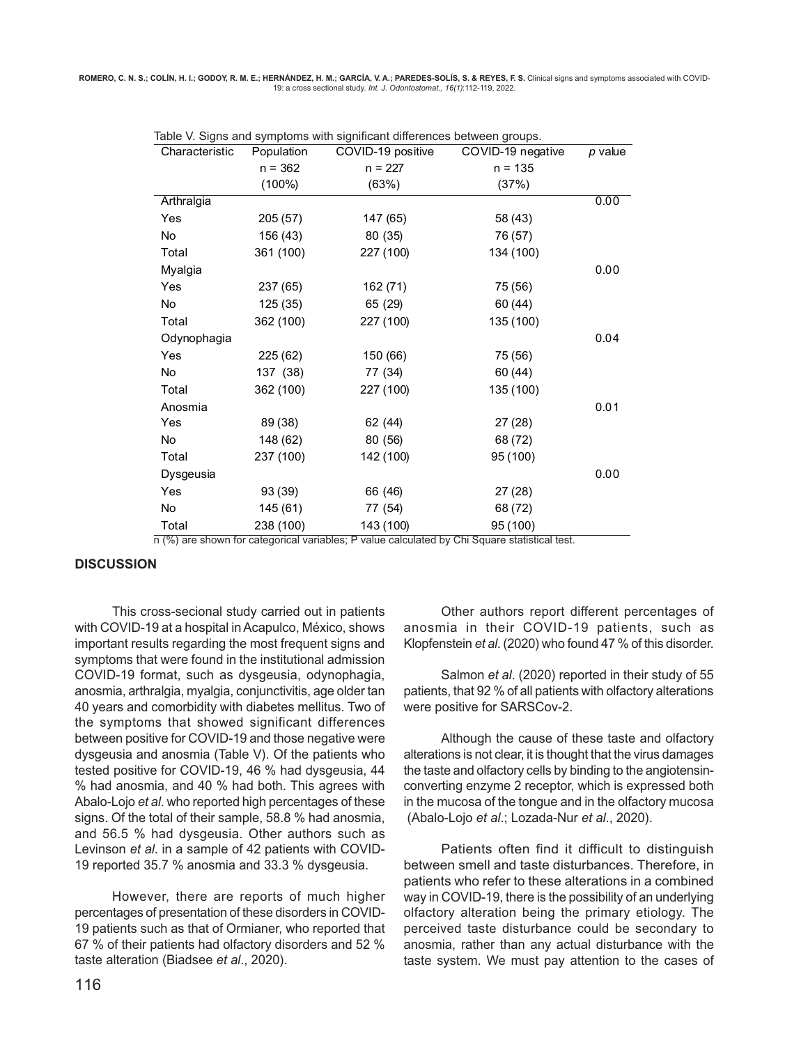Table V. Signs and symptoms with significant differences between groups.

| Characteristic | Population n = 362 (100%) | COVID-19 positive n = 227 (63%) | COVID-19 negative n = 135 (37%) | *p* value |
|---|---|---|---|---|
| Arthralgia | | | | 0.00 |
| Yes | 205 (57) | 147 (65) | 58 (43) | |
| No | 156 (43) | 80 (35) | 76 (57) | |
| Total | 361 (100) | 227 (100) | 134 (100) | |
| Myalgia | | | | 0.00 |
| Yes | 237 (65) | 162 (71) | 75 (56) | |
| No | 125 (35) | 65 (29) | 60 (44) | |
| Total | 362 (100) | 227 (100) | 135 (100) | |
| Odynophagia | | | | 0.04 |
| Yes | 225 (62) | 150 (66) | 75 (56) | |
| No | 137 (38) | 77 (34) | 60 (44) | |
| Total | 362 (100) | 227 (100) | 135 (100) | |
| Anosmia | | | | 0.01 |
| Yes | 89 (38) | 62 (44) | 27 (28) | |
| No | 148 (62) | 80 (56) | 68 (72) | |
| Total | 237 (100) | 142 (100) | 95 (100) | |
| Dysgeusia | | | | 0.00 |
| Yes | 93 (39) | 66 (46) | 27 (28) | |
| No | 145 (61) | 77 (54) | 68 (72) | |
| Total | 238 (100) | 143 (100) | 95 (100) | |

n (%) are shown for categorical variables; P value calculated by Chi Square statistical test.

## DISCUSSION

This cross-secional study carried out in patients with COVID-19 at a hospital in Acapulco, México, shows important results regarding the most frequent signs and symptoms that were found in the institutional admission COVID-19 format, such as dysgeusia, odynophagia, anosmia, arthralgia, myalgia, conjunctivitis, age older tan 40 years and comorbidity with diabetes mellitus. Two of the symptoms that showed significant differences between positive for COVID-19 and those negative were dysgeusia and anosmia (Table V). Of the patients who tested positive for COVID-19, 46 % had dysgeusia, 44 % had anosmia, and 40 % had both. This agrees with Abalo-Lojo *et al*. who reported high percentages of these signs. Of the total of their sample, 58.8 % had anosmia, and 56.5 % had dysgeusia. Other authors such as Levinson *et al*. in a sample of 42 patients with COVID-19 reported 35.7 % anosmia and 33.3 % dysgeusia.

However, there are reports of much higher percentages of presentation of these disorders in COVID-19 patients such as that of Ormianer, who reported that 67 % of their patients had olfactory disorders and 52 % taste alteration (Biadsee *et al*., 2020).

Other authors report different percentages of anosmia in their COVID-19 patients, such as Klopfenstein *et al*. (2020) who found 47 % of this disorder.

Salmon *et al*. (2020) reported in their study of 55 patients, that 92 % of all patients with olfactory alterations were positive for SARSCov-2.

Although the cause of these taste and olfactory alterations is not clear, it is thought that the virus damages the taste and olfactory cells by binding to the angiotensin-converting enzyme 2 receptor, which is expressed both in the mucosa of the tongue and in the olfactory mucosa (Abalo-Lojo *et al*.; Lozada-Nur *et al*., 2020).

Patients often find it difficult to distinguish between smell and taste disturbances. Therefore, in patients who refer to these alterations in a combined way in COVID-19, there is the possibility of an underlying olfactory alteration being the primary etiology. The perceived taste disturbance could be secondary to anosmia, rather than any actual disturbance with the taste system. We must pay attention to the cases of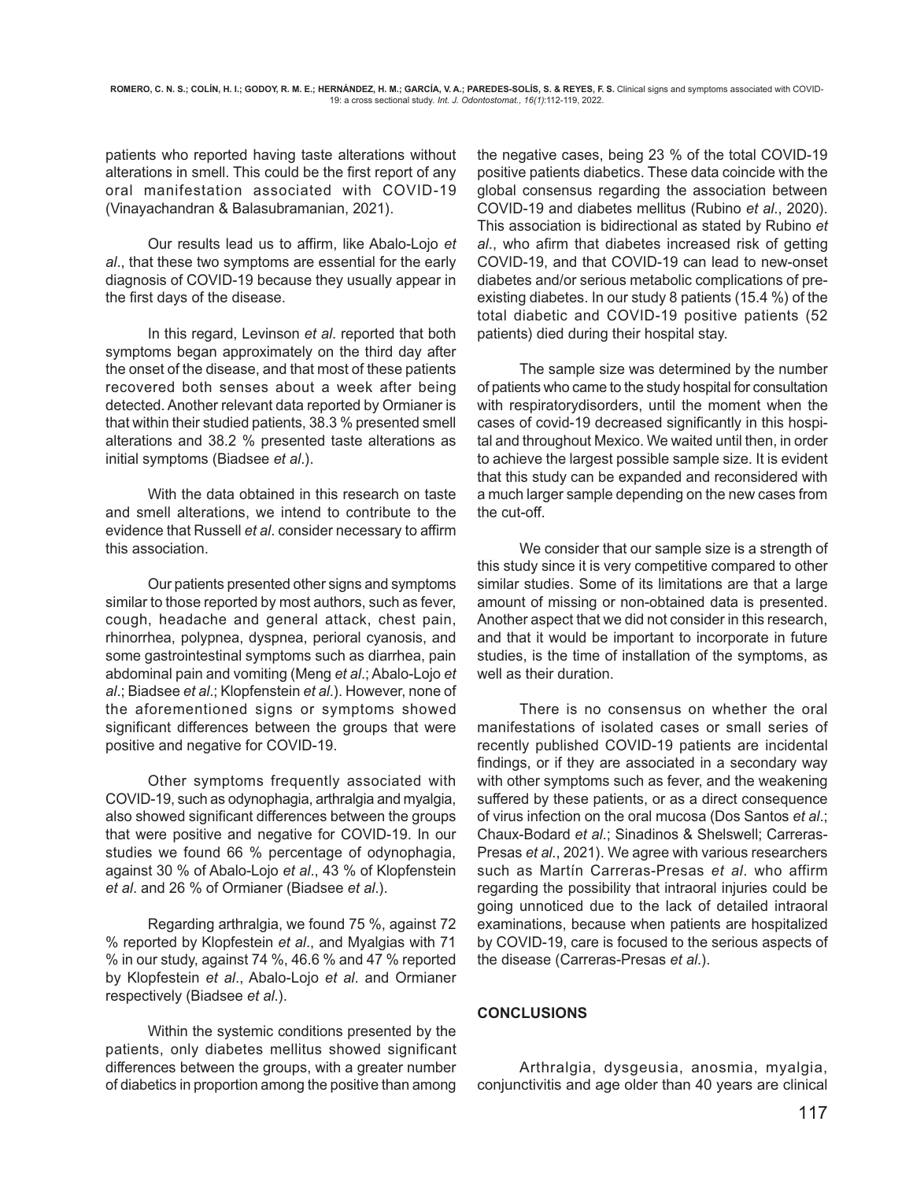patients who reported having taste alterations without alterations in smell. This could be the first report of any oral manifestation associated with COVID-19 (Vinayachandran & Balasubramanian, 2021).

Our results lead us to affirm, like Abalo-Lojo *et al*., that these two symptoms are essential for the early diagnosis of COVID-19 because they usually appear in the first days of the disease.

In this regard, Levinson *et al*. reported that both symptoms began approximately on the third day after the onset of the disease, and that most of these patients recovered both senses about a week after being detected. Another relevant data reported by Ormianer is that within their studied patients, 38.3 % presented smell alterations and 38.2 % presented taste alterations as initial symptoms (Biadsee *et al*.).

With the data obtained in this research on taste and smell alterations, we intend to contribute to the evidence that Russell *et al*. consider necessary to affirm this association.

Our patients presented other signs and symptoms similar to those reported by most authors, such as fever, cough, headache and general attack, chest pain, rhinorrhea, polypnea, dyspnea, perioral cyanosis, and some gastrointestinal symptoms such as diarrhea, pain abdominal pain and vomiting (Meng *et al*.; Abalo-Lojo *et al*.; Biadsee *et al*.; Klopfenstein *et al*.). However, none of the aforementioned signs or symptoms showed significant differences between the groups that were positive and negative for COVID-19.

Other symptoms frequently associated with COVID-19, such as odynophagia, arthralgia and myalgia, also showed significant differences between the groups that were positive and negative for COVID-19. In our studies we found 66 % percentage of odynophagia, against 30 % of Abalo-Lojo *et al*., 43 % of Klopfenstein *et al*. and 26 % of Ormianer (Biadsee *et al*.).

Regarding arthralgia, we found 75 %, against 72 % reported by Klopfestein *et al*., and Myalgias with 71 % in our study, against 74 %, 46.6 % and 47 % reported by Klopfestein *et al*., Abalo-Lojo *et al*. and Ormianer respectively (Biadsee *et al*.).

Within the systemic conditions presented by the patients, only diabetes mellitus showed significant differences between the groups, with a greater number of diabetics in proportion among the positive than among the negative cases, being 23 % of the total COVID-19 positive patients diabetics. These data coincide with the global consensus regarding the association between COVID-19 and diabetes mellitus (Rubino *et al*., 2020). This association is bidirectional as stated by Rubino *et al*., who afirm that diabetes increased risk of getting COVID-19, and that COVID-19 can lead to new-onset diabetes and/or serious metabolic complications of pre-existing diabetes. In our study 8 patients (15.4 %) of the total diabetic and COVID-19 positive patients (52 patients) died during their hospital stay.

The sample size was determined by the number of patients who came to the study hospital for consultation with respiratorydisorders, until the moment when the cases of covid-19 decreased significantly in this hospital and throughout Mexico. We waited until then, in order to achieve the largest possible sample size. It is evident that this study can be expanded and reconsidered with a much larger sample depending on the new cases from the cut-off.

We consider that our sample size is a strength of this study since it is very competitive compared to other similar studies. Some of its limitations are that a large amount of missing or non-obtained data is presented. Another aspect that we did not consider in this research, and that it would be important to incorporate in future studies, is the time of installation of the symptoms, as well as their duration.

There is no consensus on whether the oral manifestations of isolated cases or small series of recently published COVID-19 patients are incidental findings, or if they are associated in a secondary way with other symptoms such as fever, and the weakening suffered by these patients, or as a direct consequence of virus infection on the oral mucosa (Dos Santos *et al*.; Chaux-Bodard *et al*.; Sinadinos & Shelswell; Carreras-Presas *et al*., 2021). We agree with various researchers such as Martín Carreras-Presas *et al*. who affirm regarding the possibility that intraoral injuries could be going unnoticed due to the lack of detailed intraoral examinations, because when patients are hospitalized by COVID-19, care is focused to the serious aspects of the disease (Carreras-Presas *et al*.).

## CONCLUSIONS

Arthralgia, dysgeusia, anosmia, myalgia, conjunctivitis and age older than 40 years are clinical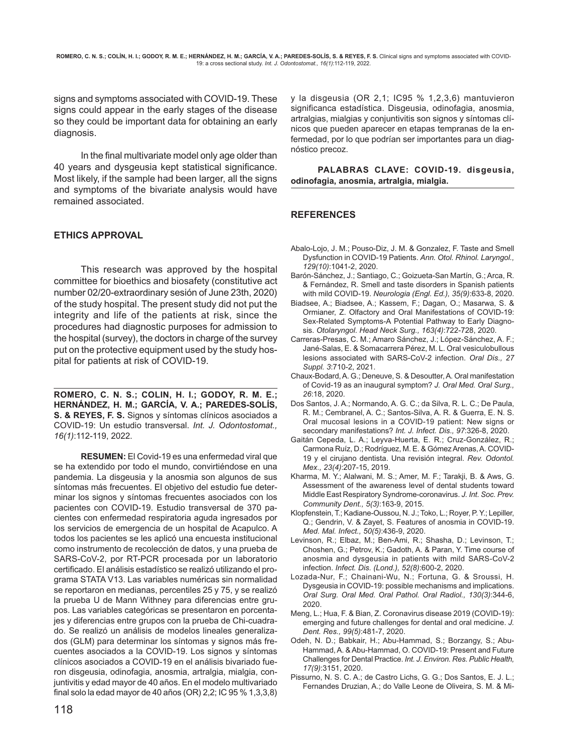signs and symptoms associated with COVID-19. These signs could appear in the early stages of the disease so they could be important data for obtaining an early diagnosis.

In the final multivariate model only age older than 40 years and dysgeusia kept statistical significance. Most likely, if the sample had been larger, all the signs and symptoms of the bivariate analysis would have remained associated.

## ETHICS APPROVAL

This research was approved by the hospital committee for bioethics and biosafety (constitutive act number 02/20-extraordinary sesión of June 23th, 2020) of the study hospital. The present study did not put the integrity and life of the patients at risk, since the procedures had diagnostic purposes for admission to the hospital (survey), the doctors in charge of the survey put on the protective equipment used by the study hospital for patients at risk of COVID-19.

---

**ROMERO, C. N. S.; COLIN, H. I.; GODOY, R. M. E.; HERNÁNDEZ, H. M.; GARCÍA, V. A.; PAREDES-SOLÍS, S. & REYES, F. S.** Signos y síntomas clínicos asociados a COVID-19: Un estudio transversal. *Int. J. Odontostomat., 16(1)*:112-119, 2022.

**RESUMEN:** El Covid-19 es una enfermedad viral que se ha extendido por todo el mundo, convirtiéndose en una pandemia. La disgeusia y la anosmia son algunos de sus síntomas más frecuentes. El objetivo del estudio fue determinar los signos y síntomas frecuentes asociados con los pacientes con COVID-19. Estudio transversal de 370 pacientes con enfermedad respiratoria aguda ingresados por los servicios de emergencia de un hospital de Acapulco. A todos los pacientes se les aplicó una encuesta institucional como instrumento de recolección de datos, y una prueba de SARS-CoV-2, por RT-PCR procesada por un laboratorio certificado. El análisis estadístico se realizó utilizando el programa STATA V13. Las variables numéricas sin normalidad se reportaron en medianas, percentiles 25 y 75, y se realizó la prueba U de Mann Withney para diferencias entre grupos. Las variables categóricas se presentaron en porcentajes y diferencias entre grupos con la prueba de Chi-cuadrado. Se realizó un análisis de modelos lineales generalizados (GLM) para determinar los síntomas y signos más frecuentes asociados a la COVID-19. Los signos y síntomas clínicos asociados a COVID-19 en el análisis bivariado fueron disgeusia, odinofagia, anosmia, artralgia, mialgia, conjuntivitis y edad mayor de 40 años. En el modelo multivariado final solo la edad mayor de 40 años (OR) 2,2; IC 95 % 1,3,3,8) y la disgeusia (OR 2,1; IC95 % 1,2,3,6) mantuvieron significanca estadística. Disgeusia, odinofagia, anosmia, artralgias, mialgias y conjuntivitis son signos y síntomas clínicos que pueden aparecer en etapas tempranas de la enfermedad, por lo que podrían ser importantes para un diagnóstico precoz.

**PALABRAS CLAVE: COVID-19. disgeusia, odinofagia, anosmia, artralgia, mialgia.**

---

## REFERENCES

Abalo-Lojo, J. M.; Pouso-Diz, J. M. & Gonzalez, F. Taste and Smell Dysfunction in COVID-19 Patients. *Ann. Otol. Rhinol. Laryngol., 129(10)*:1041-2, 2020.

Barón-Sánchez, J.; Santiago, C.; Goizueta-San Martín, G.; Arca, R. & Fernández, R. Smell and taste disorders in Spanish patients with mild COVID-19. *Neurologia (Engl. Ed.), 35(9)*:633-8, 2020.

Biadsee, A.; Biadsee, A.; Kassem, F.; Dagan, O.; Masarwa, S. & Ormianer, Z. Olfactory and Oral Manifestations of COVID-19: Sex-Related Symptoms-A Potential Pathway to Early Diagnosis. *Otolaryngol. Head Neck Surg., 163(4)*:722-728, 2020.

Carreras-Presas, C. M.; Amaro Sánchez, J.; López-Sánchez, A. F.; Jané-Salas, E. & Somacarrera Pérez, M. L. Oral vesiculobullous lesions associated with SARS-CoV-2 infection. *Oral Dis., 27 Suppl. 3*:710-2, 2021.

Chaux-Bodard, A. G.; Deneuve, S. & Desoutter, A. Oral manifestation of Covid-19 as an inaugural symptom? *J. Oral Med. Oral Surg., 26*:18, 2020.

Dos Santos, J. A.; Normando, A. G. C.; da Silva, R. L. C.; De Paula, R. M.; Cembranel, A. C.; Santos-Silva, A. R. & Guerra, E. N. S. Oral mucosal lesions in a COVID-19 patient: New signs or secondary manifestations? *Int. J. Infect. Dis., 97*:326-8, 2020.

Gaitán Cepeda, L. A.; Leyva-Huerta, E. R.; Cruz-González, R.; Carmona Ruíz, D.; Rodríguez, M. E. & Gómez Arenas, A. COVID-19 y el cirujano dentista. Una revisión integral. *Rev. Odontol. Mex., 23(4)*:207-15, 2019.

Kharma, M. Y.; Alalwani, M. S.; Amer, M. F.; Tarakji, B. & Aws, G. Assessment of the awareness level of dental students toward Middle East Respiratory Syndrome-coronavirus. *J. Int. Soc. Prev. Community Dent., 5(3)*:163-9, 2015.

Klopfenstein, T.; Kadiane-Oussou, N. J.; Toko, L.; Royer, P. Y.; Lepiller, Q.; Gendrin, V. & Zayet, S. Features of anosmia in COVID-19. *Med. Mal. Infect., 50(5)*:436-9, 2020.

Levinson, R.; Elbaz, M.; Ben-Ami, R.; Shasha, D.; Levinson, T.; Choshen, G.; Petrov, K.; Gadoth, A. & Paran, Y. Time course of anosmia and dysgeusia in patients with mild SARS-CoV-2 infection. *Infect. Dis. (Lond.), 52(8)*:600-2, 2020.

Lozada-Nur, F.; Chainani-Wu, N.; Fortuna, G. & Sroussi, H. Dysgeusia in COVID-19: possible mechanisms and implications. *Oral Surg. Oral Med. Oral Pathol. Oral Radiol., 130(3)*:344-6, 2020.

Meng, L.; Hua, F. & Bian, Z. Coronavirus disease 2019 (COVID-19): emerging and future challenges for dental and oral medicine. *J. Dent. Res., 99(5)*:481-7, 2020.

Odeh, N. D.; Babkair, H.; Abu-Hammad, S.; Borzangy, S.; Abu-Hammad, A. & Abu-Hammad, O. COVID-19: Present and Future Challenges for Dental Practice. *Int. J. Environ. Res. Public Health, 17(9)*:3151, 2020.

Pissurno, N. S. C. A.; de Castro Lichs, G. G.; Dos Santos, E. J. L.; Fernandes Druzian, A.; do Valle Leone de Oliveira, S. M. & Mi-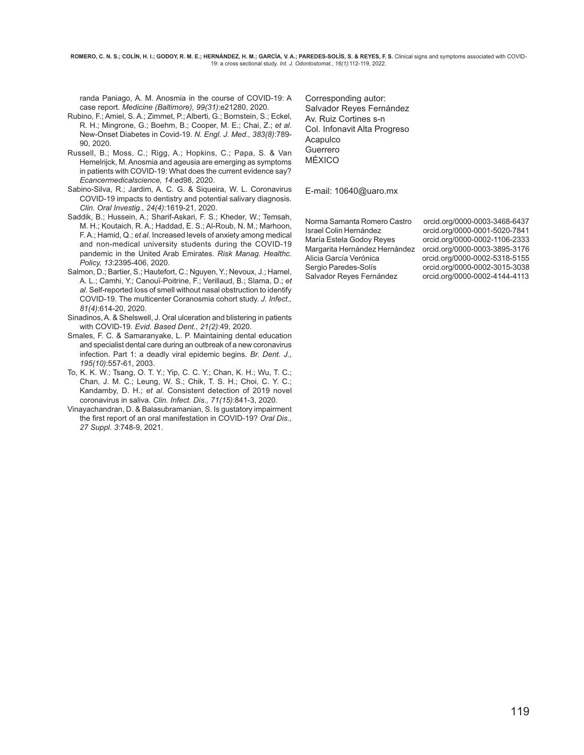randa Paniago, A. M. Anosmia in the course of COVID-19: A case report. *Medicine (Baltimore), 99(31)*:e21280, 2020.

Rubino, F.; Amiel, S. A.; Zimmet, P.; Alberti, G.; Bornstein, S.; Eckel, R. H.; Mingrone, G.; Boehm, B.; Cooper, M. E.; Chai, Z.; *et al*. New-Onset Diabetes in Covid-19. *N. Engl. J. Med., 383(8)*:789-90, 2020.

Russell, B.; Moss, C.; Rigg, A.; Hopkins, C.; Papa, S. & Van Hemelrijck, M. Anosmia and ageusia are emerging as symptoms in patients with COVID-19: What does the current evidence say? *Ecancermedicalscience, 14*:ed98, 2020.

Sabino-Silva, R.; Jardim, A. C. G. & Siqueira, W. L. Coronavirus COVID-19 impacts to dentistry and potential salivary diagnosis. *Clin. Oral Investig., 24(4)*:1619-21, 2020.

Saddik, B.; Hussein, A.; Sharif-Askari, F. S.; Kheder, W.; Temsah, M. H.; Koutaich, R. A.; Haddad, E. S.; Al-Roub, N. M.; Marhoon, F. A.; Hamid, Q.; *et al*. Increased levels of anxiety among medical and non-medical university students during the COVID-19 pandemic in the United Arab Emirates. *Risk Manag. Healthc. Policy, 13*:2395-406, 2020.

Salmon, D.; Bartier, S.; Hautefort, C.; Nguyen, Y.; Nevoux, J.; Hamel, A. L.; Camhi, Y.; Canouï-Poitrine, F.; Verillaud, B.; Slama, D.; *et al*. Self-reported loss of smell without nasal obstruction to identify COVID-19. The multicenter Coranosmia cohort study. *J. Infect., 81(4)*:614-20, 2020.

Sinadinos, A. & Shelswell, J. Oral ulceration and blistering in patients with COVID-19. *Evid. Based Dent., 21(2)*:49, 2020.

Smales, F. C. & Samaranyake, L. P. Maintaining dental education and specialist dental care during an outbreak of a new coronavirus infection. Part 1: a deadly viral epidemic begins. *Br. Dent. J., 195(10)*:557-61, 2003.

To, K. K. W.; Tsang, O. T. Y.; Yip, C. C. Y.; Chan, K. H.; Wu, T. C.; Chan, J. M. C.; Leung, W. S.; Chik, T. S. H.; Choi, C. Y. C.; Kandamby, D. H.; *et al*. Consistent detection of 2019 novel coronavirus in saliva. *Clin. Infect. Dis., 71(15)*:841-3, 2020.

Vinayachandran, D. & Balasubramanian, S. Is gustatory impairment the first report of an oral manifestation in COVID-19? *Oral Dis., 27 Suppl. 3*:748-9, 2021.

Corresponding autor:
Salvador Reyes Fernández
Av. Ruiz Cortines s-n
Col. Infonavit Alta Progreso
Acapulco
Guerrero
MÉXICO

E-mail: 10640@uaro.mx

| | |
|---|---|
| Norma Samanta Romero Castro | orcid.org/0000-0003-6468-6437 |
| Israel Colin Hernández | orcid.org/0000-0001-5020-7841 |
| María Estela Godoy Reyes | orcid.org/0000-0002-1106-2333 |
| Margarita Hernández Hernández | orcid.org/0000-0003-3895-3176 |
| Alicia García Verónica | orcid.org/0000-0002-5318-5155 |
| Sergio Paredes-Solís | orcid.org/0000-0002-3015-3038 |
| Salvador Reyes Fernández | orcid.org/0000-0002-4144-4113 |